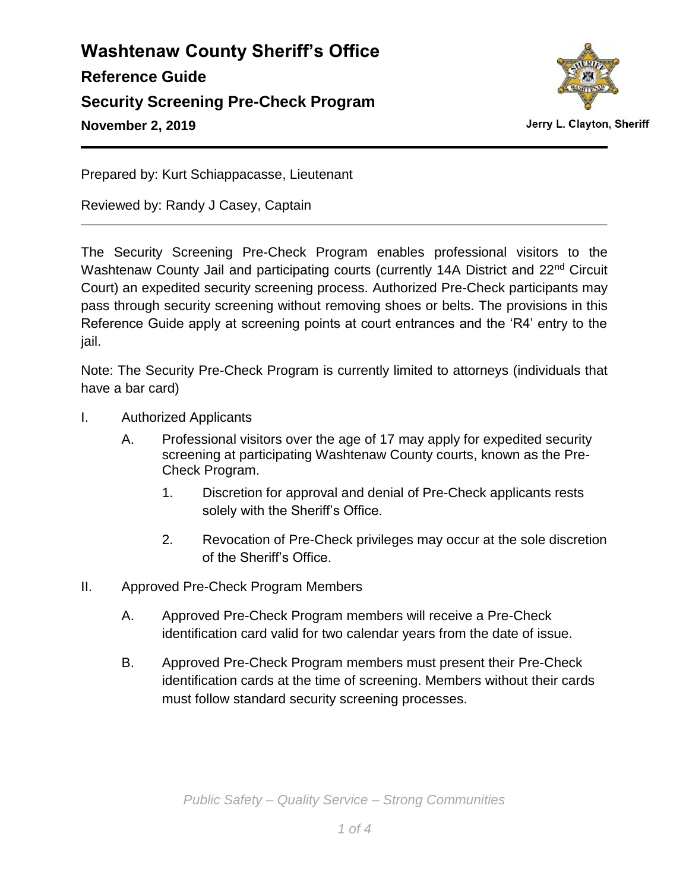# Washtenaw County Sheriff's Office

## Reference Guide

## Security Screening Pre-Check Program

**November 2, 2019**

Jerry L. Clayton, Sheriff

---

Prepared by: Kurt Schiappacasse, Lieutenant

Reviewed by: Randy J Casey, Captain

---

The Security Screening Pre-Check Program enables professional visitors to the Washtenaw County Jail and participating courts (currently 14A District and 22nd Circuit Court) an expedited security screening process. Authorized Pre-Check participants may pass through security screening without removing shoes or belts. The provisions in this Reference Guide apply at screening points at court entrances and the 'R4' entry to the jail.

Note: The Security Pre-Check Program is currently limited to attorneys (individuals that have a bar card)

I. Authorized Applicants

   A. Professional visitors over the age of 17 may apply for expedited security screening at participating Washtenaw County courts, known as the Pre-Check Program.

      1. Discretion for approval and denial of Pre-Check applicants rests solely with the Sheriff's Office.

      2. Revocation of Pre-Check privileges may occur at the sole discretion of the Sheriff's Office.

II. Approved Pre-Check Program Members

   A. Approved Pre-Check Program members will receive a Pre-Check identification card valid for two calendar years from the date of issue.

   B. Approved Pre-Check Program members must present their Pre-Check identification cards at the time of screening. Members without their cards must follow standard security screening processes.

*Public Safety – Quality Service – Strong Communities*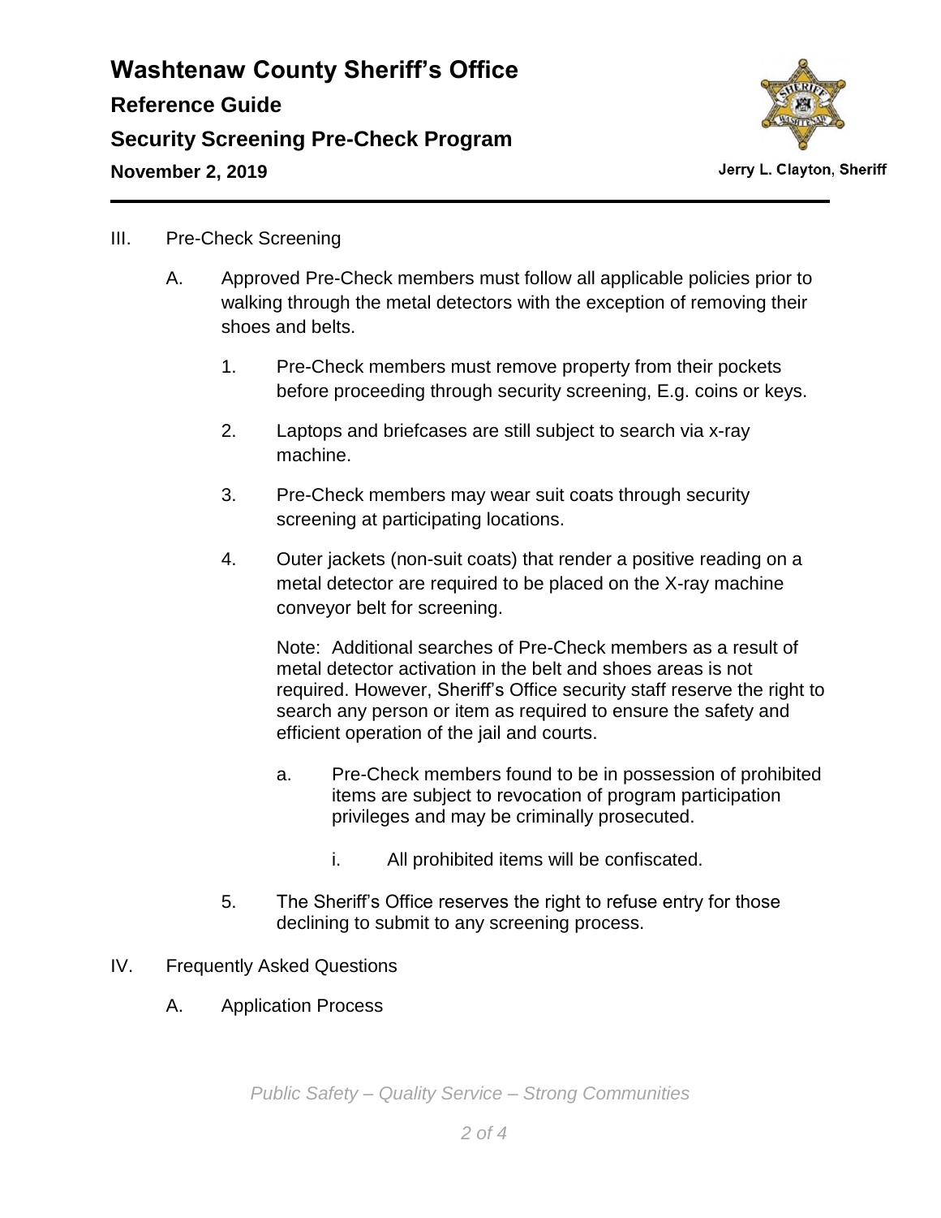III. Pre-Check Screening

A. Approved Pre-Check members must follow all applicable policies prior to walking through the metal detectors with the exception of removing their shoes and belts.

1. Pre-Check members must remove property from their pockets before proceeding through security screening, E.g. coins or keys.

2. Laptops and briefcases are still subject to search via x-ray machine.

3. Pre-Check members may wear suit coats through security screening at participating locations.

4. Outer jackets (non-suit coats) that render a positive reading on a metal detector are required to be placed on the X-ray machine conveyor belt for screening.

   Note: Additional searches of Pre-Check members as a result of metal detector activation in the belt and shoes areas is not required. However, Sheriff's Office security staff reserve the right to search any person or item as required to ensure the safety and efficient operation of the jail and courts.

   a. Pre-Check members found to be in possession of prohibited items are subject to revocation of program participation privileges and may be criminally prosecuted.

      i. All prohibited items will be confiscated.

5. The Sheriff's Office reserves the right to refuse entry for those declining to submit to any screening process.

IV. Frequently Asked Questions

A. Application Process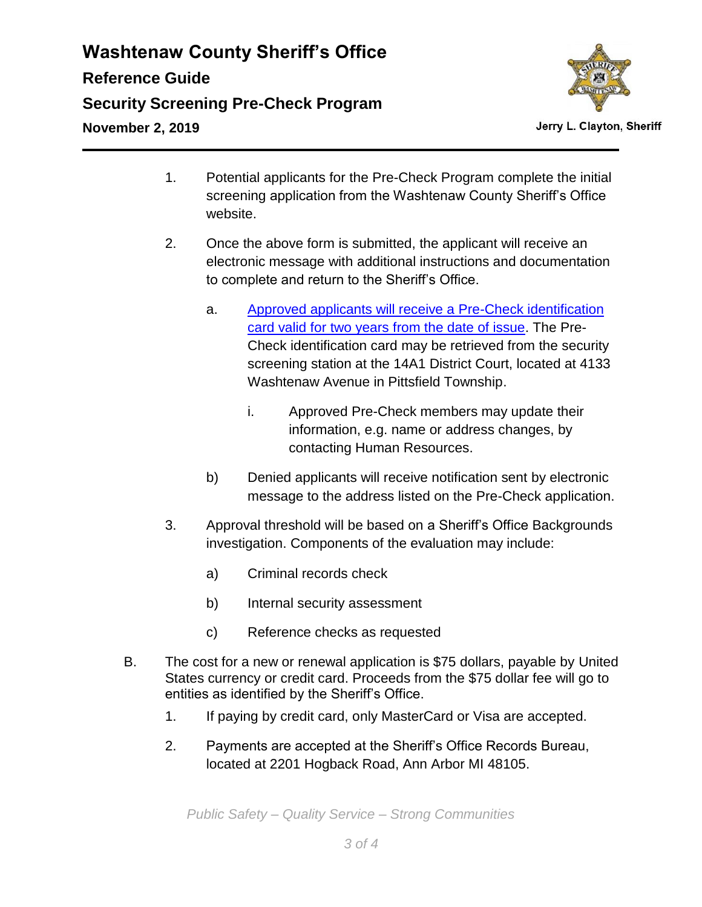1. Potential applicants for the Pre-Check Program complete the initial screening application from the Washtenaw County Sheriff's Office website.

2. Once the above form is submitted, the applicant will receive an electronic message with additional instructions and documentation to complete and return to the Sheriff's Office.

   a. Approved applicants will receive a Pre-Check identification card valid for two years from the date of issue. The Pre-Check identification card may be retrieved from the security screening station at the 14A1 District Court, located at 4133 Washtenaw Avenue in Pittsfield Township.

      i. Approved Pre-Check members may update their information, e.g. name or address changes, by contacting Human Resources.

   b) Denied applicants will receive notification sent by electronic message to the address listed on the Pre-Check application.

3. Approval threshold will be based on a Sheriff's Office Backgrounds investigation. Components of the evaluation may include:

   a) Criminal records check

   b) Internal security assessment

   c) Reference checks as requested

B. The cost for a new or renewal application is $75 dollars, payable by United States currency or credit card. Proceeds from the $75 dollar fee will go to entities as identified by the Sheriff's Office.

   1. If paying by credit card, only MasterCard or Visa are accepted.

   2. Payments are accepted at the Sheriff's Office Records Bureau, located at 2201 Hogback Road, Ann Arbor MI 48105.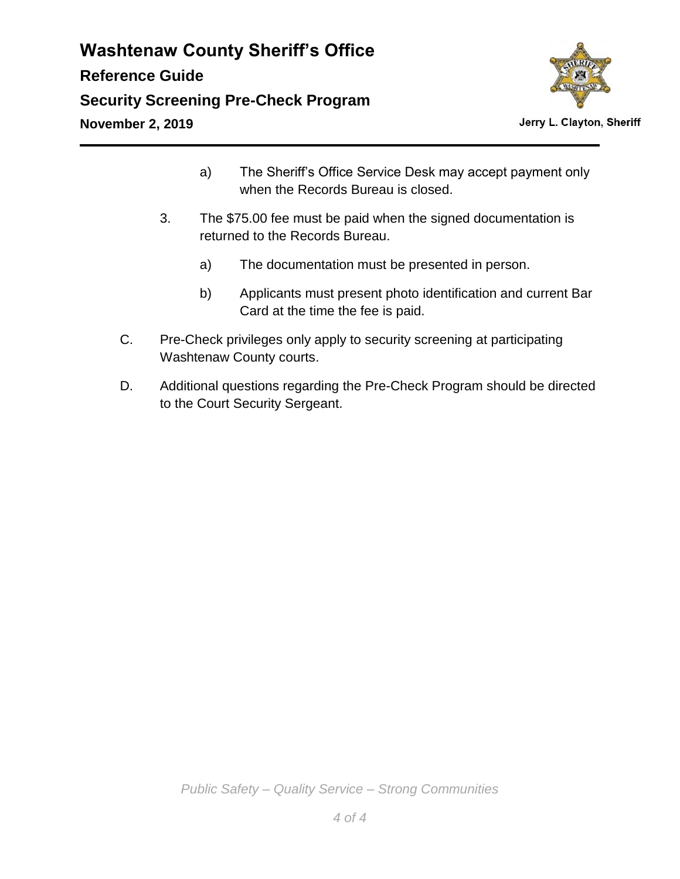a) The Sheriff's Office Service Desk may accept payment only when the Records Bureau is closed.

3. The $75.00 fee must be paid when the signed documentation is returned to the Records Bureau.

   a) The documentation must be presented in person.

   b) Applicants must present photo identification and current Bar Card at the time the fee is paid.

C. Pre-Check privileges only apply to security screening at participating Washtenaw County courts.

D. Additional questions regarding the Pre-Check Program should be directed to the Court Security Sergeant.